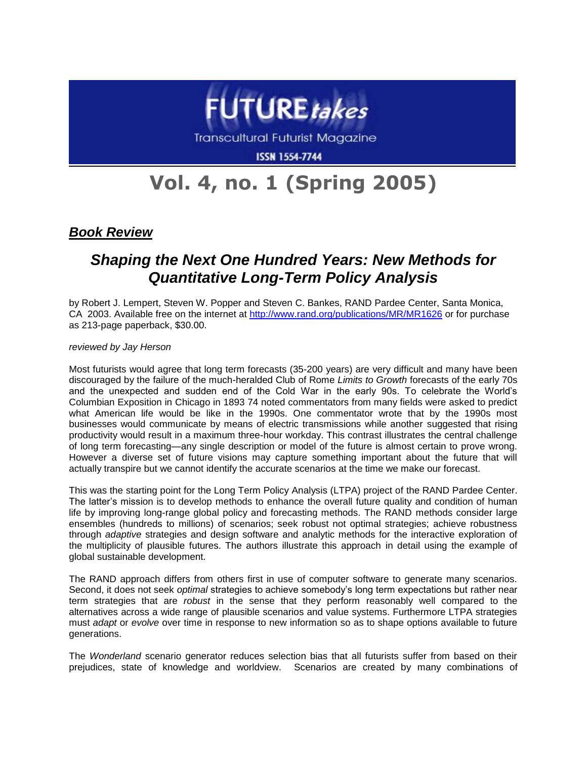# FUTURE*takes*

Transcultural Futurist Magazine

ISSN 1554-7744

# Vol. 4, no. 1 (Spring 2005)

## ***Book Review***

## ***Shaping the Next One Hundred Years: New Methods for Quantitative Long-Term Policy Analysis***

by Robert J. Lempert, Steven W. Popper and Steven C. Bankes, RAND Pardee Center, Santa Monica, CA 2003. Available free on the internet at http://www.rand.org/publications/MR/MR1626 or for purchase as 213-page paperback, $30.00.

*reviewed by Jay Herson*

Most futurists would agree that long term forecasts (35-200 years) are very difficult and many have been discouraged by the failure of the much-heralded Club of Rome *Limits to Growth* forecasts of the early 70s and the unexpected and sudden end of the Cold War in the early 90s. To celebrate the World's Columbian Exposition in Chicago in 1893 74 noted commentators from many fields were asked to predict what American life would be like in the 1990s. One commentator wrote that by the 1990s most businesses would communicate by means of electric transmissions while another suggested that rising productivity would result in a maximum three-hour workday. This contrast illustrates the central challenge of long term forecasting—any single description or model of the future is almost certain to prove wrong. However a diverse set of future visions may capture something important about the future that will actually transpire but we cannot identify the accurate scenarios at the time we make our forecast.

This was the starting point for the Long Term Policy Analysis (LTPA) project of the RAND Pardee Center. The latter's mission is to develop methods to enhance the overall future quality and condition of human life by improving long-range global policy and forecasting methods. The RAND methods consider large ensembles (hundreds to millions) of scenarios; seek robust not optimal strategies; achieve robustness through *adaptive* strategies and design software and analytic methods for the interactive exploration of the multiplicity of plausible futures. The authors illustrate this approach in detail using the example of global sustainable development.

The RAND approach differs from others first in use of computer software to generate many scenarios. Second, it does not seek *optimal* strategies to achieve somebody's long term expectations but rather near term strategies that are *robust* in the sense that they perform reasonably well compared to the alternatives across a wide range of plausible scenarios and value systems. Furthermore LTPA strategies must *adapt* or *evolve* over time in response to new information so as to shape options available to future generations.

The *Wonderland* scenario generator reduces selection bias that all futurists suffer from based on their prejudices, state of knowledge and worldview. Scenarios are created by many combinations of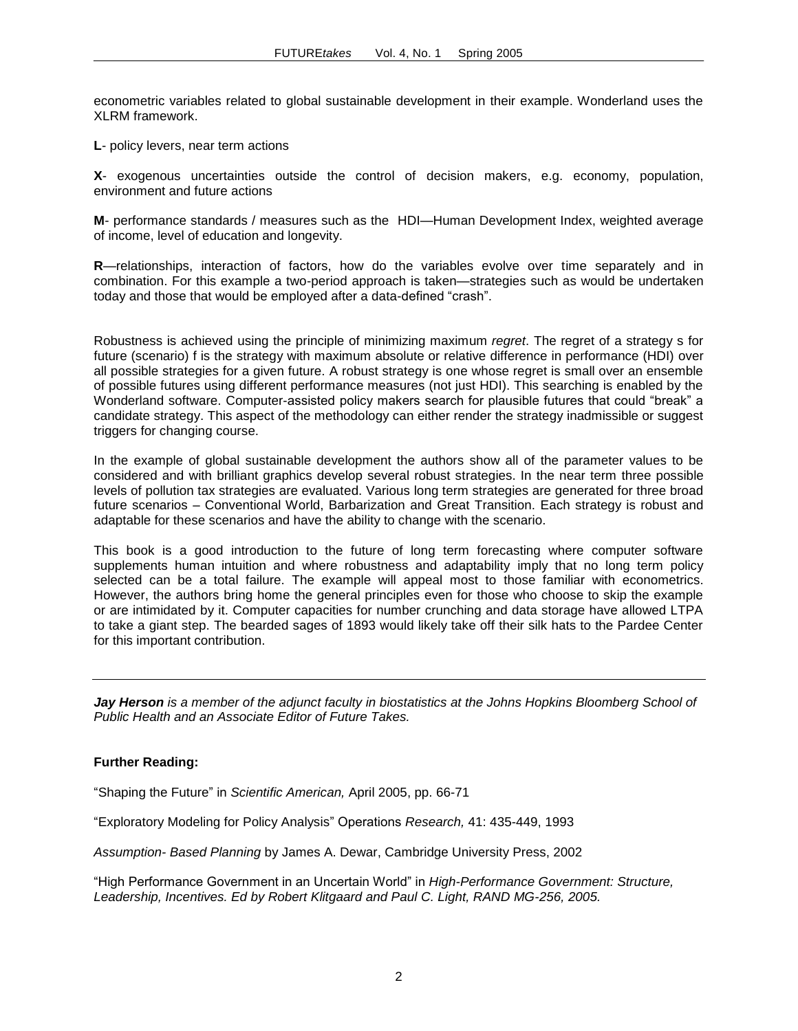econometric variables related to global sustainable development in their example. Wonderland uses the XLRM framework.

**L**- policy levers, near term actions

**X**- exogenous uncertainties outside the control of decision makers, e.g. economy, population, environment and future actions

**M**- performance standards / measures such as the HDI—Human Development Index, weighted average of income, level of education and longevity.

**R**—relationships, interaction of factors, how do the variables evolve over time separately and in combination. For this example a two-period approach is taken—strategies such as would be undertaken today and those that would be employed after a data-defined "crash".

Robustness is achieved using the principle of minimizing maximum *regret*. The regret of a strategy s for future (scenario) f is the strategy with maximum absolute or relative difference in performance (HDI) over all possible strategies for a given future. A robust strategy is one whose regret is small over an ensemble of possible futures using different performance measures (not just HDI). This searching is enabled by the Wonderland software. Computer-assisted policy makers search for plausible futures that could "break" a candidate strategy. This aspect of the methodology can either render the strategy inadmissible or suggest triggers for changing course.

In the example of global sustainable development the authors show all of the parameter values to be considered and with brilliant graphics develop several robust strategies. In the near term three possible levels of pollution tax strategies are evaluated. Various long term strategies are generated for three broad future scenarios – Conventional World, Barbarization and Great Transition. Each strategy is robust and adaptable for these scenarios and have the ability to change with the scenario.

This book is a good introduction to the future of long term forecasting where computer software supplements human intuition and where robustness and adaptability imply that no long term policy selected can be a total failure. The example will appeal most to those familiar with econometrics. However, the authors bring home the general principles even for those who choose to skip the example or are intimidated by it. Computer capacities for number crunching and data storage have allowed LTPA to take a giant step. The bearded sages of 1893 would likely take off their silk hats to the Pardee Center for this important contribution.

---

***Jay Herson*** *is a member of the adjunct faculty in biostatistics at the Johns Hopkins Bloomberg School of Public Health and an Associate Editor of Future Takes.*

**Further Reading:**

"Shaping the Future" in *Scientific American,* April 2005, pp. 66-71

"Exploratory Modeling for Policy Analysis" Operations *Research,* 41: 435-449, 1993

*Assumption- Based Planning* by James A. Dewar, Cambridge University Press, 2002

"High Performance Government in an Uncertain World" in *High-Performance Government: Structure, Leadership, Incentives. Ed by Robert Klitgaard and Paul C. Light, RAND MG-256, 2005.*